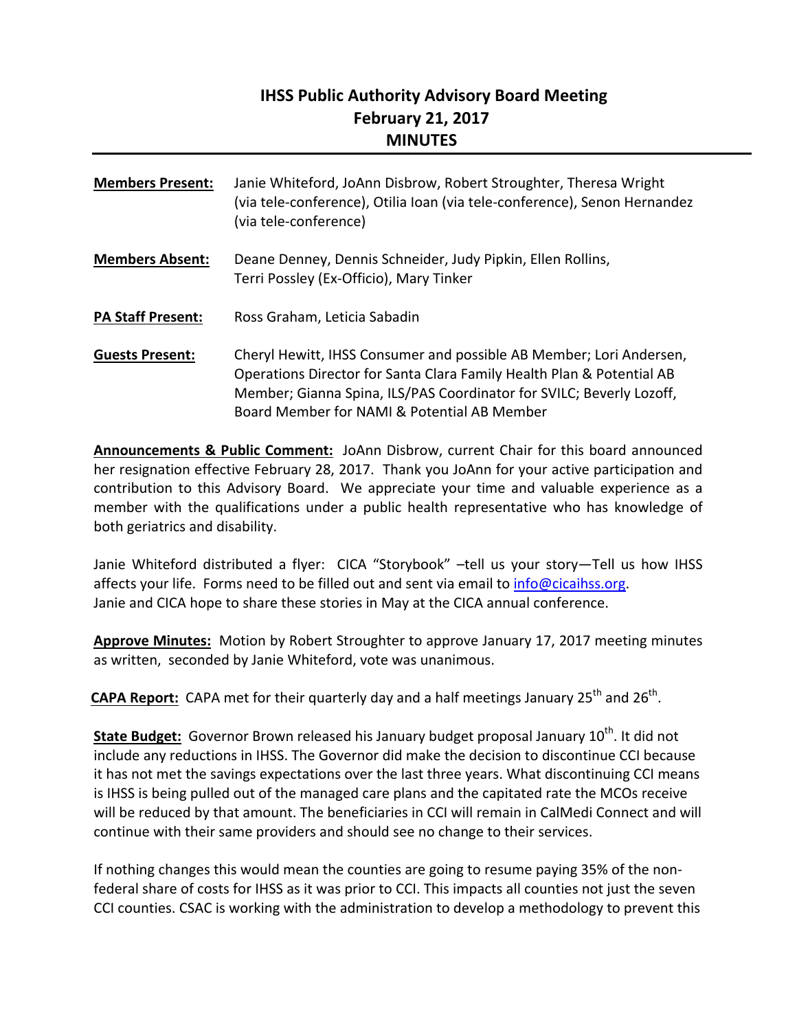# IHSS Public Authority Advisory Board Meeting
# February 21, 2017
# MINUTES

**Members Present:** Janie Whiteford, JoAnn Disbrow, Robert Stroughter, Theresa Wright (via tele-conference), Otilia Ioan (via tele-conference), Senon Hernandez (via tele-conference)

**Members Absent:** Deane Denney, Dennis Schneider, Judy Pipkin, Ellen Rollins, Terri Possley (Ex-Officio), Mary Tinker

**PA Staff Present:** Ross Graham, Leticia Sabadin

**Guests Present:** Cheryl Hewitt, IHSS Consumer and possible AB Member; Lori Andersen, Operations Director for Santa Clara Family Health Plan & Potential AB Member; Gianna Spina, ILS/PAS Coordinator for SVILC; Beverly Lozoff, Board Member for NAMI & Potential AB Member

**Announcements & Public Comment:** JoAnn Disbrow, current Chair for this board announced her resignation effective February 28, 2017. Thank you JoAnn for your active participation and contribution to this Advisory Board. We appreciate your time and valuable experience as a member with the qualifications under a public health representative who has knowledge of both geriatrics and disability.

Janie Whiteford distributed a flyer: CICA "Storybook" –tell us your story—Tell us how IHSS affects your life. Forms need to be filled out and sent via email to info@cicaihss.org. Janie and CICA hope to share these stories in May at the CICA annual conference.

**Approve Minutes:** Motion by Robert Stroughter to approve January 17, 2017 meeting minutes as written, seconded by Janie Whiteford, vote was unanimous.

**CAPA Report:** CAPA met for their quarterly day and a half meetings January 25th and 26th.

**State Budget:** Governor Brown released his January budget proposal January 10th. It did not include any reductions in IHSS. The Governor did make the decision to discontinue CCI because it has not met the savings expectations over the last three years. What discontinuing CCI means is IHSS is being pulled out of the managed care plans and the capitated rate the MCOs receive will be reduced by that amount. The beneficiaries in CCI will remain in CalMedi Connect and will continue with their same providers and should see no change to their services.

If nothing changes this would mean the counties are going to resume paying 35% of the non-federal share of costs for IHSS as it was prior to CCI. This impacts all counties not just the seven CCI counties. CSAC is working with the administration to develop a methodology to prevent this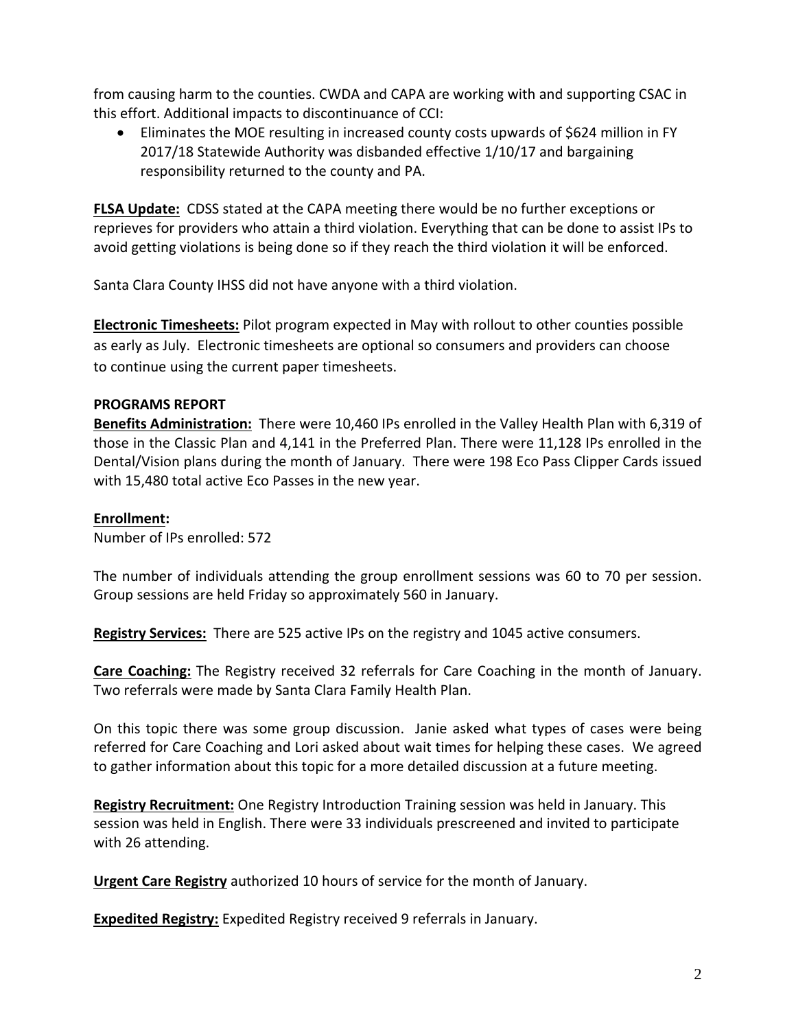from causing harm to the counties. CWDA and CAPA are working with and supporting CSAC in this effort. Additional impacts to discontinuance of CCI:

- Eliminates the MOE resulting in increased county costs upwards of $624 million in FY 2017/18 Statewide Authority was disbanded effective 1/10/17 and bargaining responsibility returned to the county and PA.

**FLSA Update:** CDSS stated at the CAPA meeting there would be no further exceptions or reprieves for providers who attain a third violation. Everything that can be done to assist IPs to avoid getting violations is being done so if they reach the third violation it will be enforced.

Santa Clara County IHSS did not have anyone with a third violation.

**Electronic Timesheets:** Pilot program expected in May with rollout to other counties possible as early as July. Electronic timesheets are optional so consumers and providers can choose to continue using the current paper timesheets.

**PROGRAMS REPORT**

**Benefits Administration:** There were 10,460 IPs enrolled in the Valley Health Plan with 6,319 of those in the Classic Plan and 4,141 in the Preferred Plan. There were 11,128 IPs enrolled in the Dental/Vision plans during the month of January. There were 198 Eco Pass Clipper Cards issued with 15,480 total active Eco Passes in the new year.

**Enrollment:**

Number of IPs enrolled: 572

The number of individuals attending the group enrollment sessions was 60 to 70 per session. Group sessions are held Friday so approximately 560 in January.

**Registry Services:** There are 525 active IPs on the registry and 1045 active consumers.

**Care Coaching:** The Registry received 32 referrals for Care Coaching in the month of January. Two referrals were made by Santa Clara Family Health Plan.

On this topic there was some group discussion. Janie asked what types of cases were being referred for Care Coaching and Lori asked about wait times for helping these cases. We agreed to gather information about this topic for a more detailed discussion at a future meeting.

**Registry Recruitment:** One Registry Introduction Training session was held in January. This session was held in English. There were 33 individuals prescreened and invited to participate with 26 attending.

**Urgent Care Registry** authorized 10 hours of service for the month of January.

**Expedited Registry:** Expedited Registry received 9 referrals in January.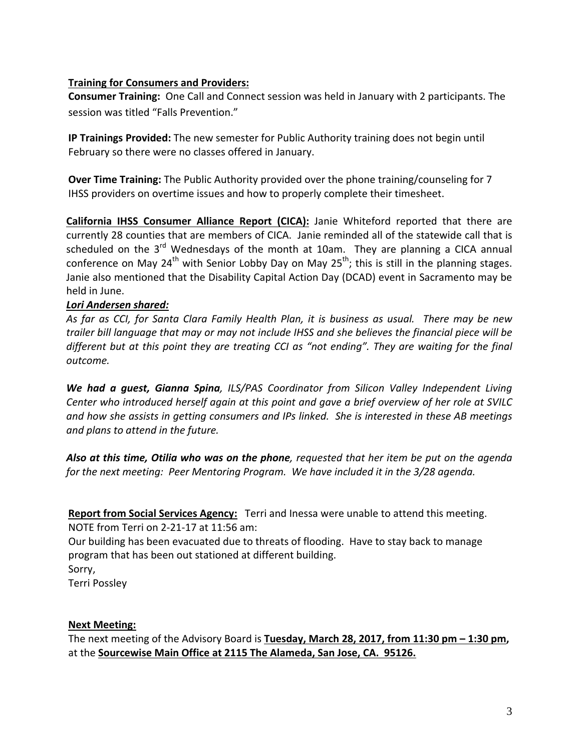**Training for Consumers and Providers:**

**Consumer Training:** One Call and Connect session was held in January with 2 participants. The session was titled "Falls Prevention."

**IP Trainings Provided:** The new semester for Public Authority training does not begin until February so there were no classes offered in January.

**Over Time Training:** The Public Authority provided over the phone training/counseling for 7 IHSS providers on overtime issues and how to properly complete their timesheet.

**California IHSS Consumer Alliance Report (CICA):** Janie Whiteford reported that there are currently 28 counties that are members of CICA. Janie reminded all of the statewide call that is scheduled on the 3rd Wednesdays of the month at 10am. They are planning a CICA annual conference on May 24th with Senior Lobby Day on May 25th; this is still in the planning stages. Janie also mentioned that the Disability Capital Action Day (DCAD) event in Sacramento may be held in June.

***Lori Andersen shared:***

*As far as CCI, for Santa Clara Family Health Plan, it is business as usual. There may be new trailer bill language that may or may not include IHSS and she believes the financial piece will be different but at this point they are treating CCI as "not ending". They are waiting for the final outcome.*

***We had a guest, Gianna Spina****, ILS/PAS Coordinator from Silicon Valley Independent Living Center who introduced herself again at this point and gave a brief overview of her role at SVILC and how she assists in getting consumers and IPs linked. She is interested in these AB meetings and plans to attend in the future.*

***Also at this time, Otilia who was on the phone****, requested that her item be put on the agenda for the next meeting: Peer Mentoring Program. We have included it in the 3/28 agenda.*

**Report from Social Services Agency:** Terri and Inessa were unable to attend this meeting.
NOTE from Terri on 2-21-17 at 11:56 am:
Our building has been evacuated due to threats of flooding. Have to stay back to manage program that has been out stationed at different building.
Sorry,
Terri Possley

**Next Meeting:**

The next meeting of the Advisory Board is **Tuesday, March 28, 2017, from 11:30 pm – 1:30 pm,** at the **Sourcewise Main Office at 2115 The Alameda, San Jose, CA. 95126.**